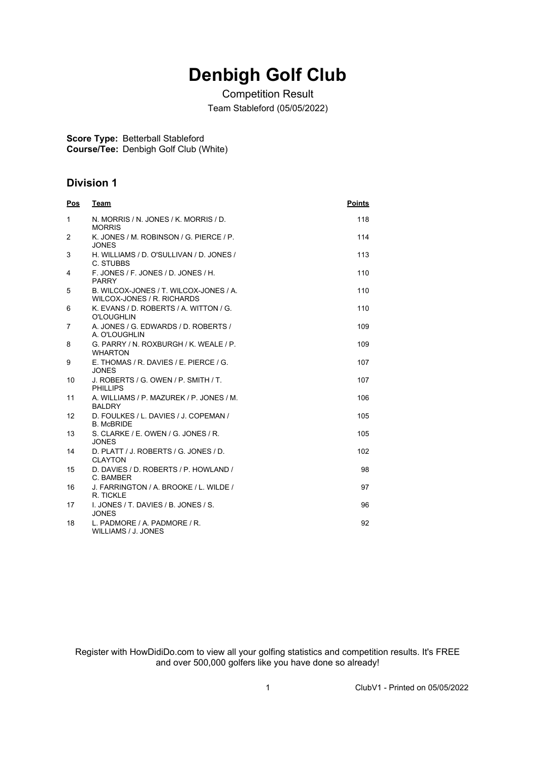# Denbigh Golf Club

Competition Result

Team Stableford (05/05/2022)

**Score Type:** Betterball Stableford
**Course/Tee:** Denbigh Golf Club (White)

## Division 1

| Pos | Team | Points |
|---|---|---|
| 1 | N. MORRIS / N. JONES / K. MORRIS / D. MORRIS | 118 |
| 2 | K. JONES / M. ROBINSON / G. PIERCE / P. JONES | 114 |
| 3 | H. WILLIAMS / D. O'SULLIVAN / D. JONES / C. STUBBS | 113 |
| 4 | F. JONES / F. JONES / D. JONES / H. PARRY | 110 |
| 5 | B. WILCOX-JONES / T. WILCOX-JONES / A. WILCOX-JONES / R. RICHARDS | 110 |
| 6 | K. EVANS / D. ROBERTS / A. WITTON / G. O'LOUGHLIN | 110 |
| 7 | A. JONES / G. EDWARDS / D. ROBERTS / A. O'LOUGHLIN | 109 |
| 8 | G. PARRY / N. ROXBURGH / K. WEALE / P. WHARTON | 109 |
| 9 | E. THOMAS / R. DAVIES / E. PIERCE / G. JONES | 107 |
| 10 | J. ROBERTS / G. OWEN / P. SMITH / T. PHILLIPS | 107 |
| 11 | A. WILLIAMS / P. MAZUREK / P. JONES / M. BALDRY | 106 |
| 12 | D. FOULKES / L. DAVIES / J. COPEMAN / B. McBRIDE | 105 |
| 13 | S. CLARKE / E. OWEN / G. JONES / R. JONES | 105 |
| 14 | D. PLATT / J. ROBERTS / G. JONES / D. CLAYTON | 102 |
| 15 | D. DAVIES / D. ROBERTS / P. HOWLAND / C. BAMBER | 98 |
| 16 | J. FARRINGTON / A. BROOKE / L. WILDE / R. TICKLE | 97 |
| 17 | I. JONES / T. DAVIES / B. JONES / S. JONES | 96 |
| 18 | L. PADMORE / A. PADMORE / R. WILLIAMS / J. JONES | 92 |

Register with HowDidiDo.com to view all your golfing statistics and competition results. It's FREE and over 500,000 golfers like you have done so already!

ClubV1 - Printed on 05/05/2022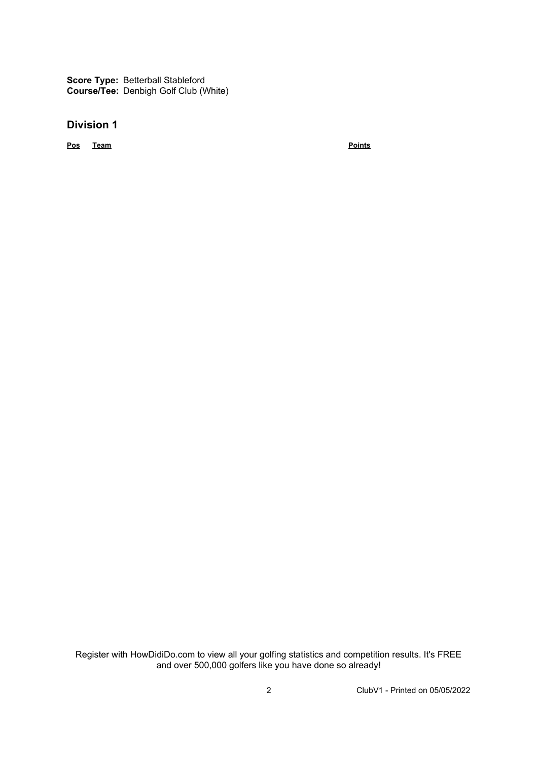**Score Type:** Betterball Stableford
**Course/Tee:** Denbigh Golf Club (White)

## Division 1

| Pos | Team | Points |
|---|---|---|

Register with HowDidiDo.com to view all your golfing statistics and competition results. It's FREE and over 500,000 golfers like you have done so already!

ClubV1 - Printed on 05/05/2022